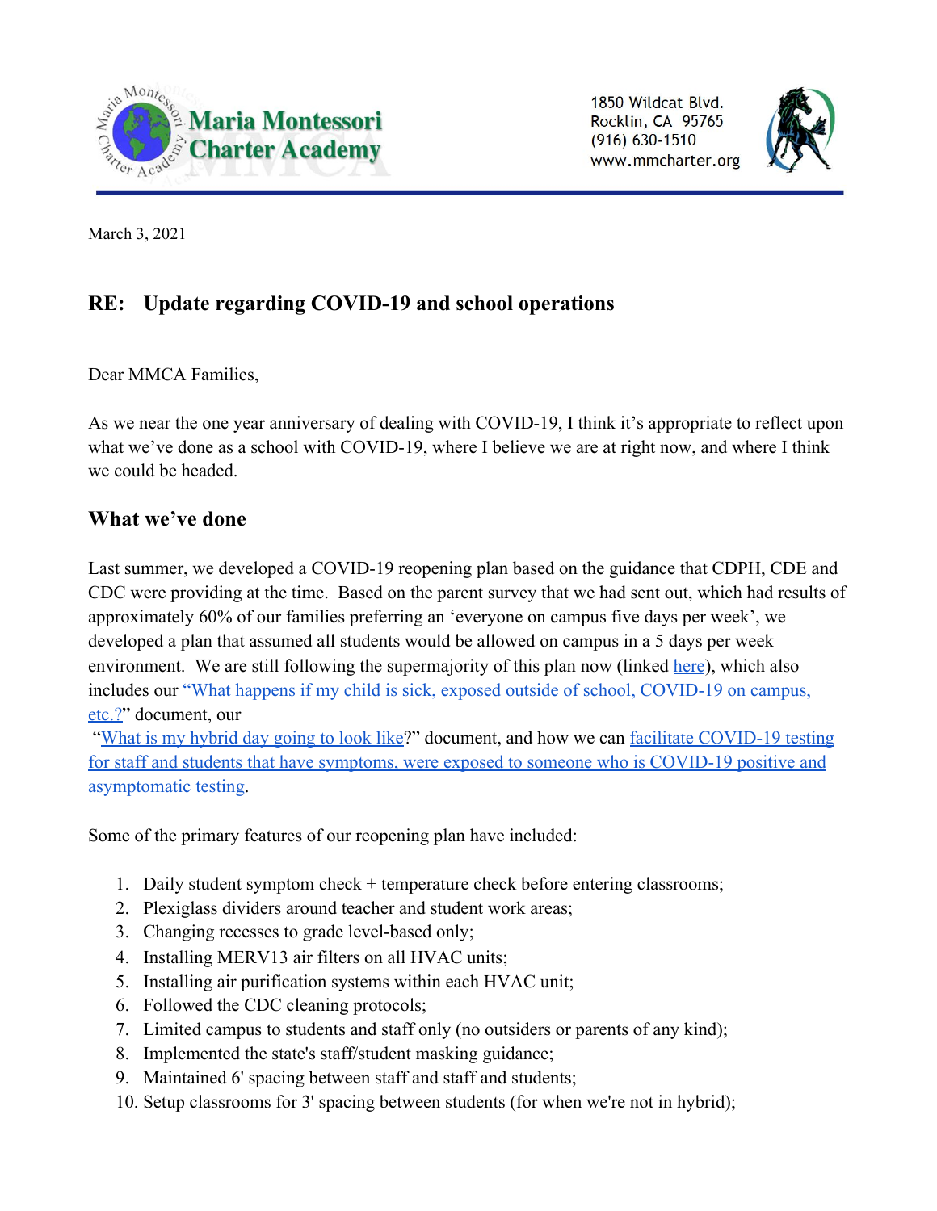Maria Montessori Charter Academy

1850 Wildcat Blvd.
Rocklin, CA 95765
(916) 630-1510
www.mmcharter.org

March 3, 2021

## RE: Update regarding COVID-19 and school operations

Dear MMCA Families,

As we near the one year anniversary of dealing with COVID-19, I think it's appropriate to reflect upon what we've done as a school with COVID-19, where I believe we are at right now, and where I think we could be headed.

## What we've done

Last summer, we developed a COVID-19 reopening plan based on the guidance that CDPH, CDE and CDC were providing at the time. Based on the parent survey that we had sent out, which had results of approximately 60% of our families preferring an 'everyone on campus five days per week', we developed a plan that assumed all students would be allowed on campus in a 5 days per week environment. We are still following the supermajority of this plan now (linked here), which also includes our "What happens if my child is sick, exposed outside of school, COVID-19 on campus, etc.?" document, our "What is my hybrid day going to look like?" document, and how we can facilitate COVID-19 testing for staff and students that have symptoms, were exposed to someone who is COVID-19 positive and asymptomatic testing.

Some of the primary features of our reopening plan have included:

1. Daily student symptom check + temperature check before entering classrooms;
2. Plexiglass dividers around teacher and student work areas;
3. Changing recesses to grade level-based only;
4. Installing MERV13 air filters on all HVAC units;
5. Installing air purification systems within each HVAC unit;
6. Followed the CDC cleaning protocols;
7. Limited campus to students and staff only (no outsiders or parents of any kind);
8. Implemented the state's staff/student masking guidance;
9. Maintained 6' spacing between staff and staff and students;
10. Setup classrooms for 3' spacing between students (for when we're not in hybrid);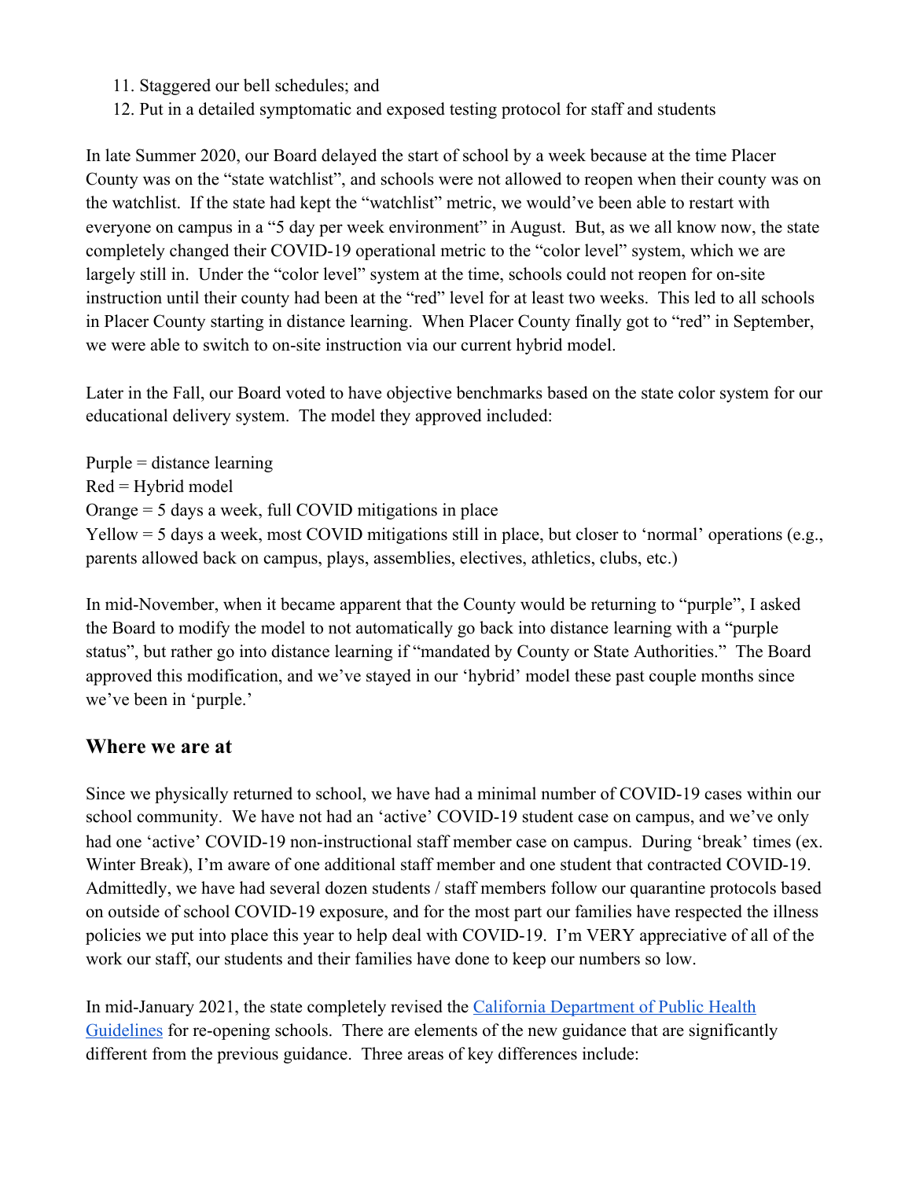11. Staggered our bell schedules; and
12. Put in a detailed symptomatic and exposed testing protocol for staff and students

In late Summer 2020, our Board delayed the start of school by a week because at the time Placer County was on the "state watchlist", and schools were not allowed to reopen when their county was on the watchlist. If the state had kept the "watchlist" metric, we would've been able to restart with everyone on campus in a "5 day per week environment" in August. But, as we all know now, the state completely changed their COVID-19 operational metric to the "color level" system, which we are largely still in. Under the "color level" system at the time, schools could not reopen for on-site instruction until their county had been at the "red" level for at least two weeks. This led to all schools in Placer County starting in distance learning. When Placer County finally got to "red" in September, we were able to switch to on-site instruction via our current hybrid model.

Later in the Fall, our Board voted to have objective benchmarks based on the state color system for our educational delivery system. The model they approved included:

Purple = distance learning
Red = Hybrid model
Orange = 5 days a week, full COVID mitigations in place
Yellow = 5 days a week, most COVID mitigations still in place, but closer to 'normal' operations (e.g., parents allowed back on campus, plays, assemblies, electives, athletics, clubs, etc.)

In mid-November, when it became apparent that the County would be returning to "purple", I asked the Board to modify the model to not automatically go back into distance learning with a "purple status", but rather go into distance learning if "mandated by County or State Authorities." The Board approved this modification, and we've stayed in our 'hybrid' model these past couple months since we've been in 'purple.'

## Where we are at

Since we physically returned to school, we have had a minimal number of COVID-19 cases within our school community. We have not had an 'active' COVID-19 student case on campus, and we've only had one 'active' COVID-19 non-instructional staff member case on campus. During 'break' times (ex. Winter Break), I'm aware of one additional staff member and one student that contracted COVID-19. Admittedly, we have had several dozen students / staff members follow our quarantine protocols based on outside of school COVID-19 exposure, and for the most part our families have respected the illness policies we put into place this year to help deal with COVID-19. I'm VERY appreciative of all of the work our staff, our students and their families have done to keep our numbers so low.

In mid-January 2021, the state completely revised the [California Department of Public Health Guidelines]() for re-opening schools. There are elements of the new guidance that are significantly different from the previous guidance. Three areas of key differences include: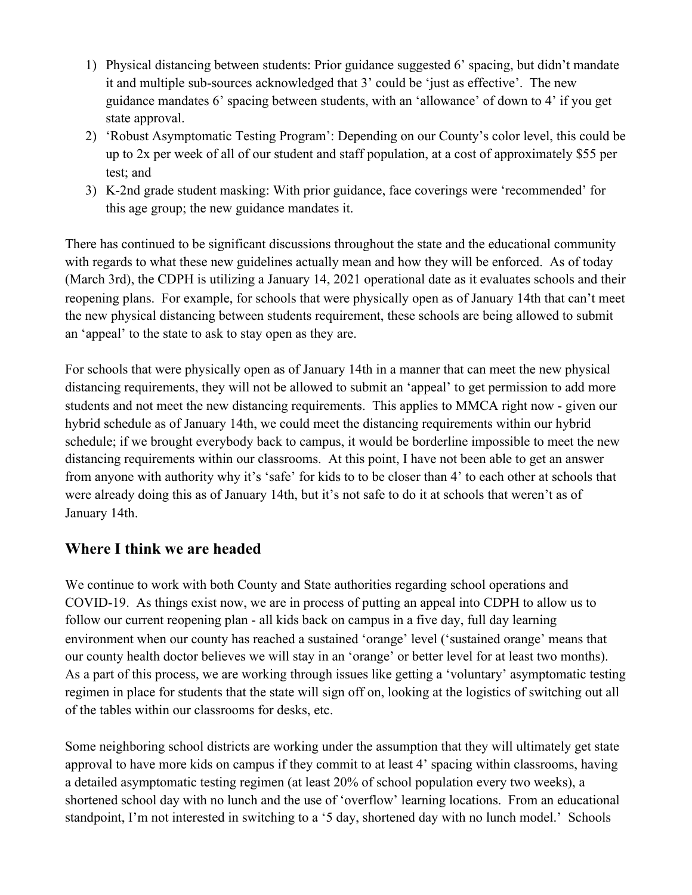1) Physical distancing between students: Prior guidance suggested 6' spacing, but didn't mandate it and multiple sub-sources acknowledged that 3' could be 'just as effective'. The new guidance mandates 6' spacing between students, with an 'allowance' of down to 4' if you get state approval.
2) 'Robust Asymptomatic Testing Program': Depending on our County's color level, this could be up to 2x per week of all of our student and staff population, at a cost of approximately $55 per test; and
3) K-2nd grade student masking: With prior guidance, face coverings were 'recommended' for this age group; the new guidance mandates it.

There has continued to be significant discussions throughout the state and the educational community with regards to what these new guidelines actually mean and how they will be enforced. As of today (March 3rd), the CDPH is utilizing a January 14, 2021 operational date as it evaluates schools and their reopening plans. For example, for schools that were physically open as of January 14th that can't meet the new physical distancing between students requirement, these schools are being allowed to submit an 'appeal' to the state to ask to stay open as they are.

For schools that were physically open as of January 14th in a manner that can meet the new physical distancing requirements, they will not be allowed to submit an 'appeal' to get permission to add more students and not meet the new distancing requirements. This applies to MMCA right now - given our hybrid schedule as of January 14th, we could meet the distancing requirements within our hybrid schedule; if we brought everybody back to campus, it would be borderline impossible to meet the new distancing requirements within our classrooms. At this point, I have not been able to get an answer from anyone with authority why it's 'safe' for kids to to be closer than 4' to each other at schools that were already doing this as of January 14th, but it's not safe to do it at schools that weren't as of January 14th.

## Where I think we are headed

We continue to work with both County and State authorities regarding school operations and COVID-19. As things exist now, we are in process of putting an appeal into CDPH to allow us to follow our current reopening plan - all kids back on campus in a five day, full day learning environment when our county has reached a sustained 'orange' level ('sustained orange' means that our county health doctor believes we will stay in an 'orange' or better level for at least two months). As a part of this process, we are working through issues like getting a 'voluntary' asymptomatic testing regimen in place for students that the state will sign off on, looking at the logistics of switching out all of the tables within our classrooms for desks, etc.

Some neighboring school districts are working under the assumption that they will ultimately get state approval to have more kids on campus if they commit to at least 4' spacing within classrooms, having a detailed asymptomatic testing regimen (at least 20% of school population every two weeks), a shortened school day with no lunch and the use of 'overflow' learning locations. From an educational standpoint, I'm not interested in switching to a '5 day, shortened day with no lunch model.' Schools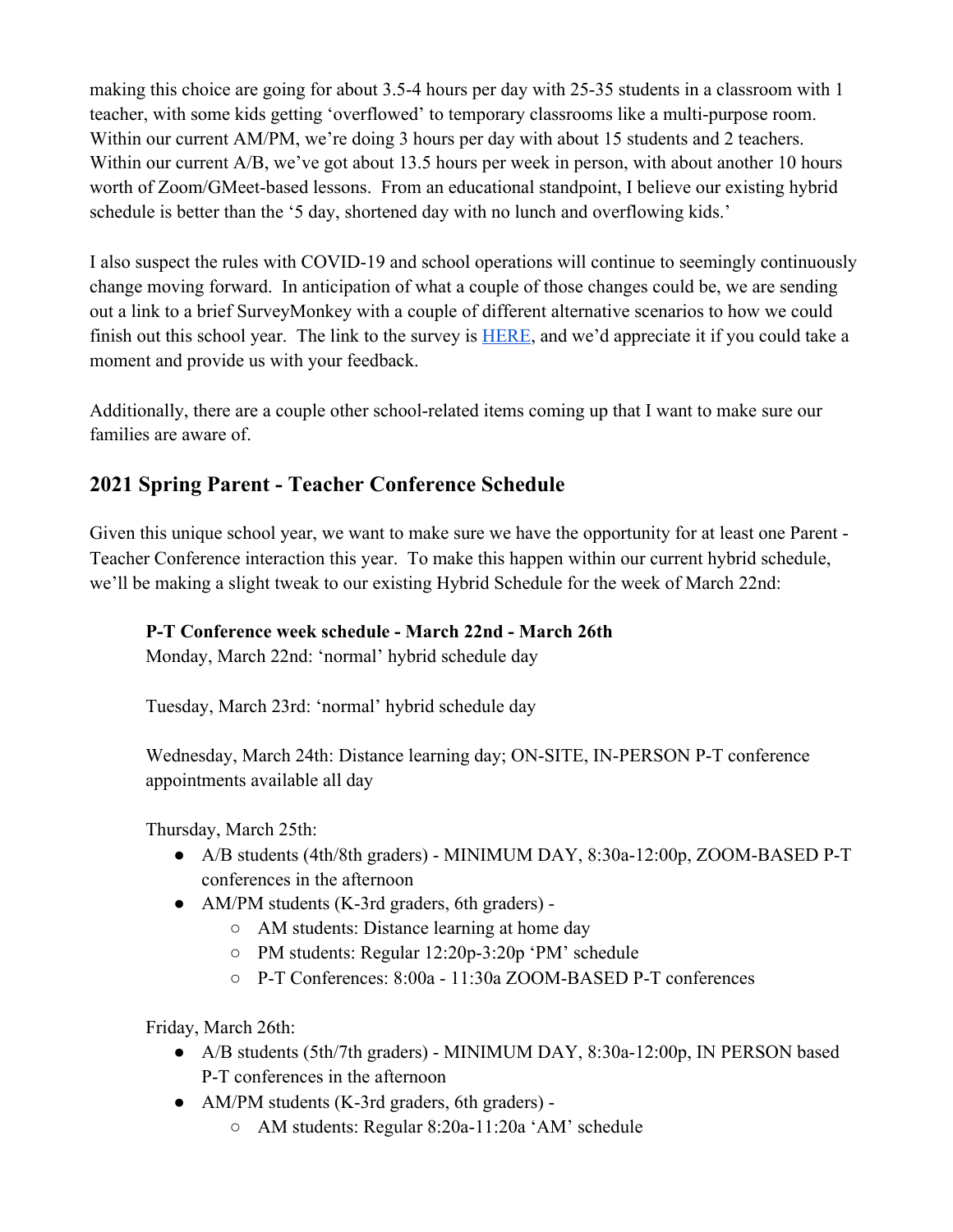making this choice are going for about 3.5-4 hours per day with 25-35 students in a classroom with 1 teacher, with some kids getting 'overflowed' to temporary classrooms like a multi-purpose room. Within our current AM/PM, we're doing 3 hours per day with about 15 students and 2 teachers. Within our current A/B, we've got about 13.5 hours per week in person, with about another 10 hours worth of Zoom/GMeet-based lessons. From an educational standpoint, I believe our existing hybrid schedule is better than the '5 day, shortened day with no lunch and overflowing kids.'

I also suspect the rules with COVID-19 and school operations will continue to seemingly continuously change moving forward. In anticipation of what a couple of those changes could be, we are sending out a link to a brief SurveyMonkey with a couple of different alternative scenarios to how we could finish out this school year. The link to the survey is HERE, and we'd appreciate it if you could take a moment and provide us with your feedback.

Additionally, there are a couple other school-related items coming up that I want to make sure our families are aware of.

## 2021 Spring Parent - Teacher Conference Schedule

Given this unique school year, we want to make sure we have the opportunity for at least one Parent - Teacher Conference interaction this year. To make this happen within our current hybrid schedule, we'll be making a slight tweak to our existing Hybrid Schedule for the week of March 22nd:

**P-T Conference week schedule - March 22nd - March 26th**
Monday, March 22nd: 'normal' hybrid schedule day

Tuesday, March 23rd: 'normal' hybrid schedule day

Wednesday, March 24th: Distance learning day; ON-SITE, IN-PERSON P-T conference appointments available all day

Thursday, March 25th:

- A/B students (4th/8th graders) - MINIMUM DAY, 8:30a-12:00p, ZOOM-BASED P-T conferences in the afternoon
- AM/PM students (K-3rd graders, 6th graders) -
  - AM students: Distance learning at home day
  - PM students: Regular 12:20p-3:20p 'PM' schedule
  - P-T Conferences: 8:00a - 11:30a ZOOM-BASED P-T conferences

Friday, March 26th:

- A/B students (5th/7th graders) - MINIMUM DAY, 8:30a-12:00p, IN PERSON based P-T conferences in the afternoon
- AM/PM students (K-3rd graders, 6th graders) -
  - AM students: Regular 8:20a-11:20a 'AM' schedule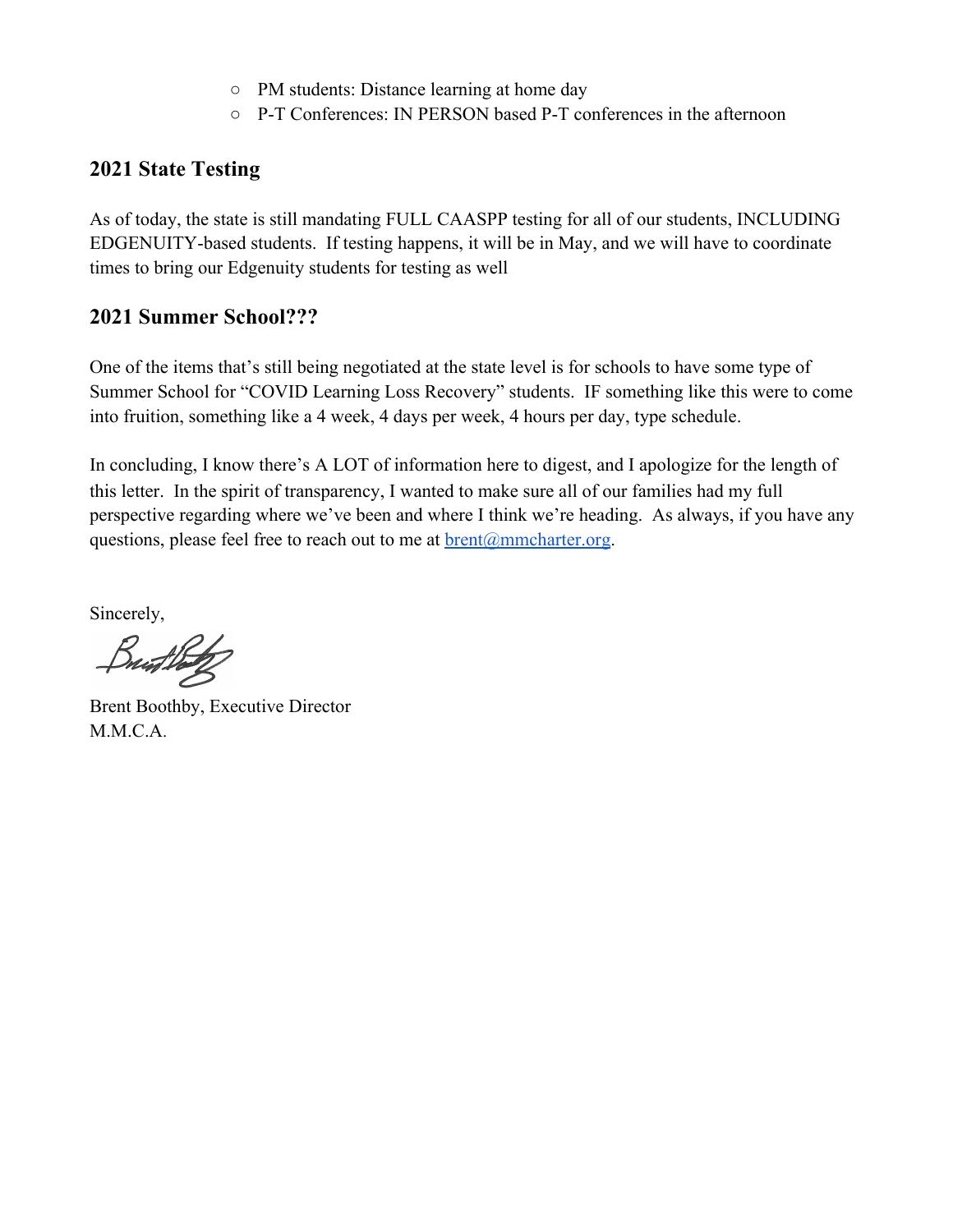- PM students: Distance learning at home day
- P-T Conferences: IN PERSON based P-T conferences in the afternoon

## 2021 State Testing

As of today, the state is still mandating FULL CAASPP testing for all of our students, INCLUDING EDGENUITY-based students. If testing happens, it will be in May, and we will have to coordinate times to bring our Edgenuity students for testing as well

## 2021 Summer School???

One of the items that's still being negotiated at the state level is for schools to have some type of Summer School for "COVID Learning Loss Recovery" students. IF something like this were to come into fruition, something like a 4 week, 4 days per week, 4 hours per day, type schedule.

In concluding, I know there's A LOT of information here to digest, and I apologize for the length of this letter. In the spirit of transparency, I wanted to make sure all of our families had my full perspective regarding where we've been and where I think we're heading. As always, if you have any questions, please feel free to reach out to me at brent@mmcharter.org.

Sincerely,

Brent Boothby, Executive Director
M.M.C.A.